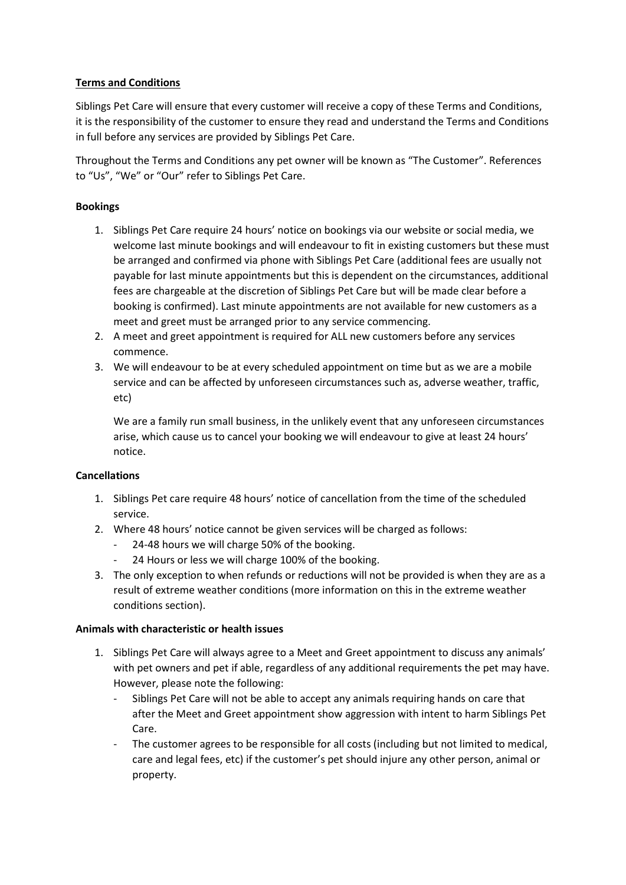**Terms and Conditions**

Siblings Pet Care will ensure that every customer will receive a copy of these Terms and Conditions, it is the responsibility of the customer to ensure they read and understand the Terms and Conditions in full before any services are provided by Siblings Pet Care.

Throughout the Terms and Conditions any pet owner will be known as "The Customer". References to "Us", "We" or "Our" refer to Siblings Pet Care.

**Bookings**

1. Siblings Pet Care require 24 hours' notice on bookings via our website or social media, we welcome last minute bookings and will endeavour to fit in existing customers but these must be arranged and confirmed via phone with Siblings Pet Care (additional fees are usually not payable for last minute appointments but this is dependent on the circumstances, additional fees are chargeable at the discretion of Siblings Pet Care but will be made clear before a booking is confirmed). Last minute appointments are not available for new customers as a meet and greet must be arranged prior to any service commencing.
2. A meet and greet appointment is required for ALL new customers before any services commence.
3. We will endeavour to be at every scheduled appointment on time but as we are a mobile service and can be affected by unforeseen circumstances such as, adverse weather, traffic, etc)

   We are a family run small business, in the unlikely event that any unforeseen circumstances arise, which cause us to cancel your booking we will endeavour to give at least 24 hours' notice.

**Cancellations**

1. Siblings Pet care require 48 hours' notice of cancellation from the time of the scheduled service.
2. Where 48 hours' notice cannot be given services will be charged as follows:
   - 24-48 hours we will charge 50% of the booking.
   - 24 Hours or less we will charge 100% of the booking.
3. The only exception to when refunds or reductions will not be provided is when they are as a result of extreme weather conditions (more information on this in the extreme weather conditions section).

**Animals with characteristic or health issues**

1. Siblings Pet Care will always agree to a Meet and Greet appointment to discuss any animals' with pet owners and pet if able, regardless of any additional requirements the pet may have. However, please note the following:
   - Siblings Pet Care will not be able to accept any animals requiring hands on care that after the Meet and Greet appointment show aggression with intent to harm Siblings Pet Care.
   - The customer agrees to be responsible for all costs (including but not limited to medical, care and legal fees, etc) if the customer's pet should injure any other person, animal or property.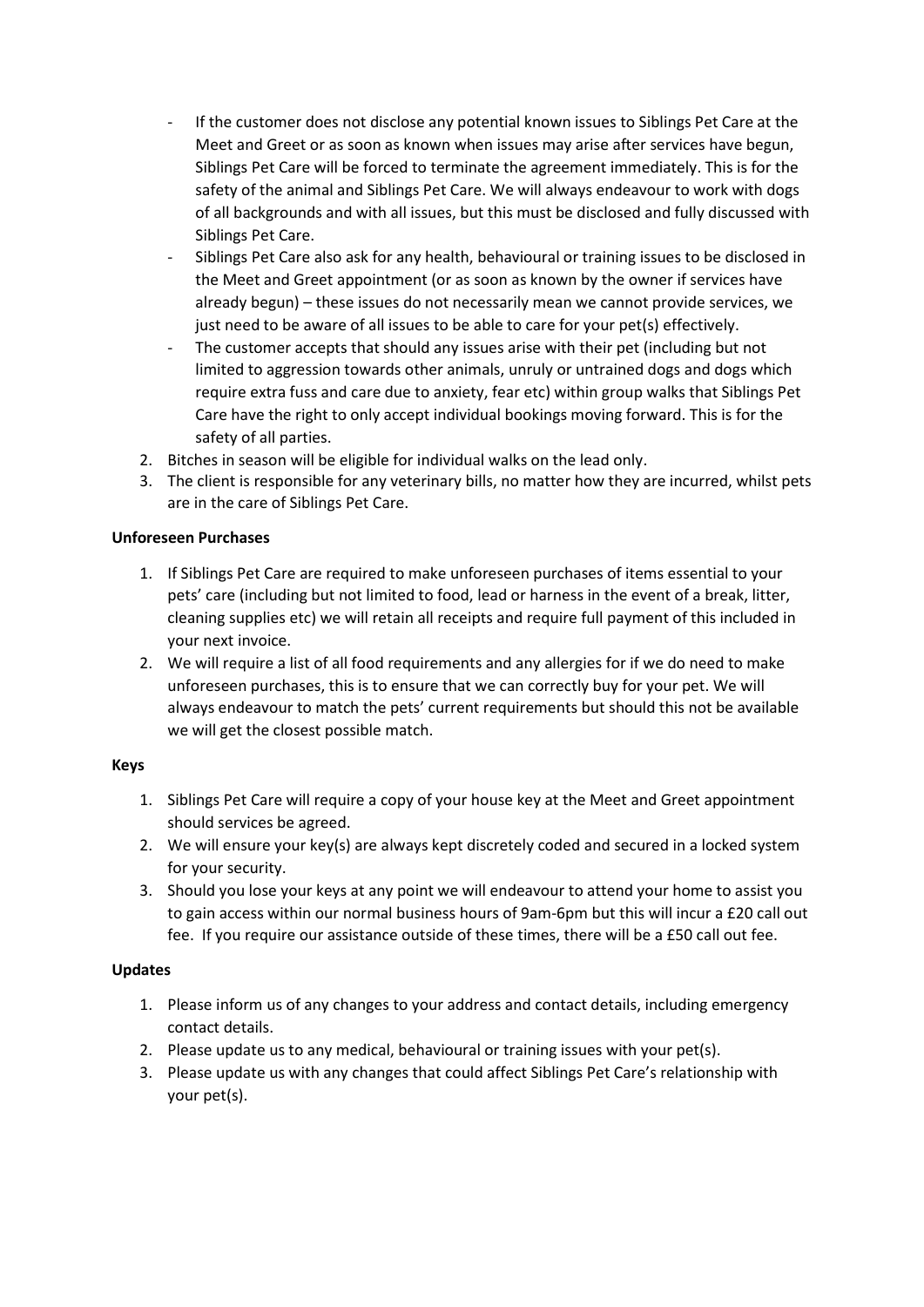- If the customer does not disclose any potential known issues to Siblings Pet Care at the Meet and Greet or as soon as known when issues may arise after services have begun, Siblings Pet Care will be forced to terminate the agreement immediately. This is for the safety of the animal and Siblings Pet Care. We will always endeavour to work with dogs of all backgrounds and with all issues, but this must be disclosed and fully discussed with Siblings Pet Care.
- Siblings Pet Care also ask for any health, behavioural or training issues to be disclosed in the Meet and Greet appointment (or as soon as known by the owner if services have already begun) – these issues do not necessarily mean we cannot provide services, we just need to be aware of all issues to be able to care for your pet(s) effectively.
- The customer accepts that should any issues arise with their pet (including but not limited to aggression towards other animals, unruly or untrained dogs and dogs which require extra fuss and care due to anxiety, fear etc) within group walks that Siblings Pet Care have the right to only accept individual bookings moving forward. This is for the safety of all parties.

2. Bitches in season will be eligible for individual walks on the lead only.
3. The client is responsible for any veterinary bills, no matter how they are incurred, whilst pets are in the care of Siblings Pet Care.

**Unforeseen Purchases**

1. If Siblings Pet Care are required to make unforeseen purchases of items essential to your pets' care (including but not limited to food, lead or harness in the event of a break, litter, cleaning supplies etc) we will retain all receipts and require full payment of this included in your next invoice.
2. We will require a list of all food requirements and any allergies for if we do need to make unforeseen purchases, this is to ensure that we can correctly buy for your pet. We will always endeavour to match the pets' current requirements but should this not be available we will get the closest possible match.

**Keys**

1. Siblings Pet Care will require a copy of your house key at the Meet and Greet appointment should services be agreed.
2. We will ensure your key(s) are always kept discretely coded and secured in a locked system for your security.
3. Should you lose your keys at any point we will endeavour to attend your home to assist you to gain access within our normal business hours of 9am-6pm but this will incur a £20 call out fee. If you require our assistance outside of these times, there will be a £50 call out fee.

**Updates**

1. Please inform us of any changes to your address and contact details, including emergency contact details.
2. Please update us to any medical, behavioural or training issues with your pet(s).
3. Please update us with any changes that could affect Siblings Pet Care's relationship with your pet(s).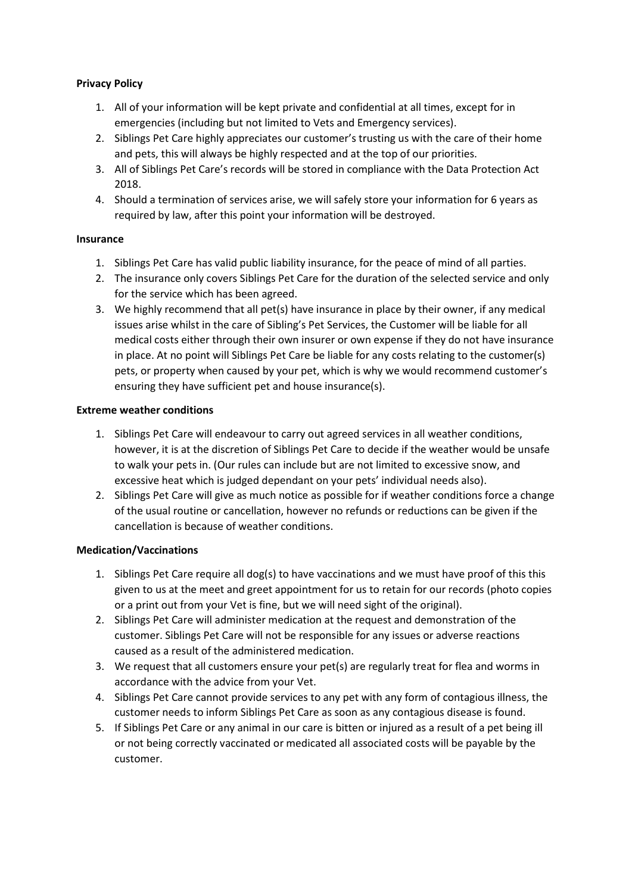**Privacy Policy**

1. All of your information will be kept private and confidential at all times, except for in emergencies (including but not limited to Vets and Emergency services).
2. Siblings Pet Care highly appreciates our customer's trusting us with the care of their home and pets, this will always be highly respected and at the top of our priorities.
3. All of Siblings Pet Care's records will be stored in compliance with the Data Protection Act 2018.
4. Should a termination of services arise, we will safely store your information for 6 years as required by law, after this point your information will be destroyed.

**Insurance**

1. Siblings Pet Care has valid public liability insurance, for the peace of mind of all parties.
2. The insurance only covers Siblings Pet Care for the duration of the selected service and only for the service which has been agreed.
3. We highly recommend that all pet(s) have insurance in place by their owner, if any medical issues arise whilst in the care of Sibling's Pet Services, the Customer will be liable for all medical costs either through their own insurer or own expense if they do not have insurance in place. At no point will Siblings Pet Care be liable for any costs relating to the customer(s) pets, or property when caused by your pet, which is why we would recommend customer's ensuring they have sufficient pet and house insurance(s).

**Extreme weather conditions**

1. Siblings Pet Care will endeavour to carry out agreed services in all weather conditions, however, it is at the discretion of Siblings Pet Care to decide if the weather would be unsafe to walk your pets in. (Our rules can include but are not limited to excessive snow, and excessive heat which is judged dependant on your pets' individual needs also).
2. Siblings Pet Care will give as much notice as possible for if weather conditions force a change of the usual routine or cancellation, however no refunds or reductions can be given if the cancellation is because of weather conditions.

**Medication/Vaccinations**

1. Siblings Pet Care require all dog(s) to have vaccinations and we must have proof of this this given to us at the meet and greet appointment for us to retain for our records (photo copies or a print out from your Vet is fine, but we will need sight of the original).
2. Siblings Pet Care will administer medication at the request and demonstration of the customer. Siblings Pet Care will not be responsible for any issues or adverse reactions caused as a result of the administered medication.
3. We request that all customers ensure your pet(s) are regularly treat for flea and worms in accordance with the advice from your Vet.
4. Siblings Pet Care cannot provide services to any pet with any form of contagious illness, the customer needs to inform Siblings Pet Care as soon as any contagious disease is found.
5. If Siblings Pet Care or any animal in our care is bitten or injured as a result of a pet being ill or not being correctly vaccinated or medicated all associated costs will be payable by the customer.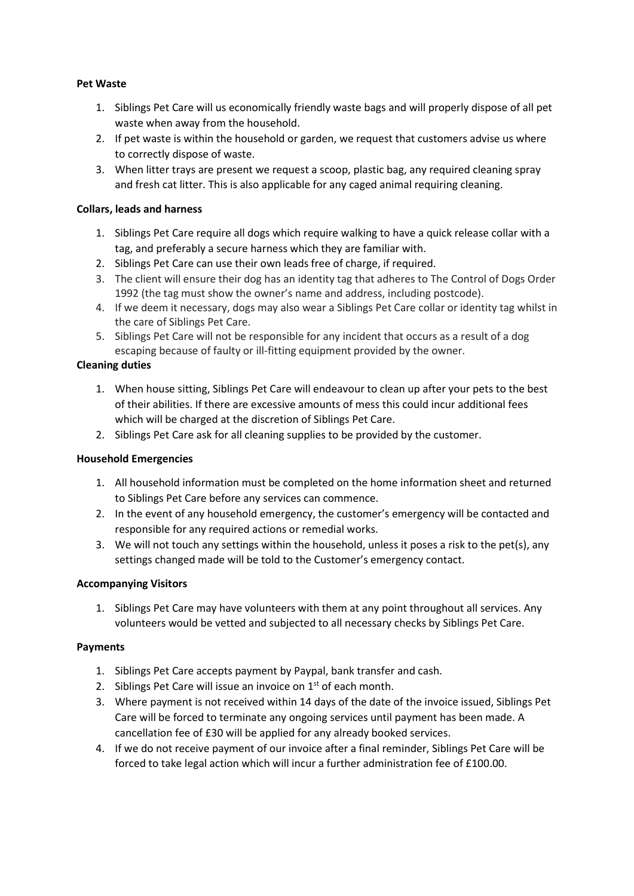**Pet Waste**

1. Siblings Pet Care will us economically friendly waste bags and will properly dispose of all pet waste when away from the household.
2. If pet waste is within the household or garden, we request that customers advise us where to correctly dispose of waste.
3. When litter trays are present we request a scoop, plastic bag, any required cleaning spray and fresh cat litter. This is also applicable for any caged animal requiring cleaning.

**Collars, leads and harness**

1. Siblings Pet Care require all dogs which require walking to have a quick release collar with a tag, and preferably a secure harness which they are familiar with.
2. Siblings Pet Care can use their own leads free of charge, if required.
3. The client will ensure their dog has an identity tag that adheres to The Control of Dogs Order 1992 (the tag must show the owner's name and address, including postcode).
4. If we deem it necessary, dogs may also wear a Siblings Pet Care collar or identity tag whilst in the care of Siblings Pet Care.
5. Siblings Pet Care will not be responsible for any incident that occurs as a result of a dog escaping because of faulty or ill-fitting equipment provided by the owner.

**Cleaning duties**

1. When house sitting, Siblings Pet Care will endeavour to clean up after your pets to the best of their abilities. If there are excessive amounts of mess this could incur additional fees which will be charged at the discretion of Siblings Pet Care.
2. Siblings Pet Care ask for all cleaning supplies to be provided by the customer.

**Household Emergencies**

1. All household information must be completed on the home information sheet and returned to Siblings Pet Care before any services can commence.
2. In the event of any household emergency, the customer's emergency will be contacted and responsible for any required actions or remedial works.
3. We will not touch any settings within the household, unless it poses a risk to the pet(s), any settings changed made will be told to the Customer's emergency contact.

**Accompanying Visitors**

1. Siblings Pet Care may have volunteers with them at any point throughout all services. Any volunteers would be vetted and subjected to all necessary checks by Siblings Pet Care.

**Payments**

1. Siblings Pet Care accepts payment by Paypal, bank transfer and cash.
2. Siblings Pet Care will issue an invoice on 1st of each month.
3. Where payment is not received within 14 days of the date of the invoice issued, Siblings Pet Care will be forced to terminate any ongoing services until payment has been made. A cancellation fee of £30 will be applied for any already booked services.
4. If we do not receive payment of our invoice after a final reminder, Siblings Pet Care will be forced to take legal action which will incur a further administration fee of £100.00.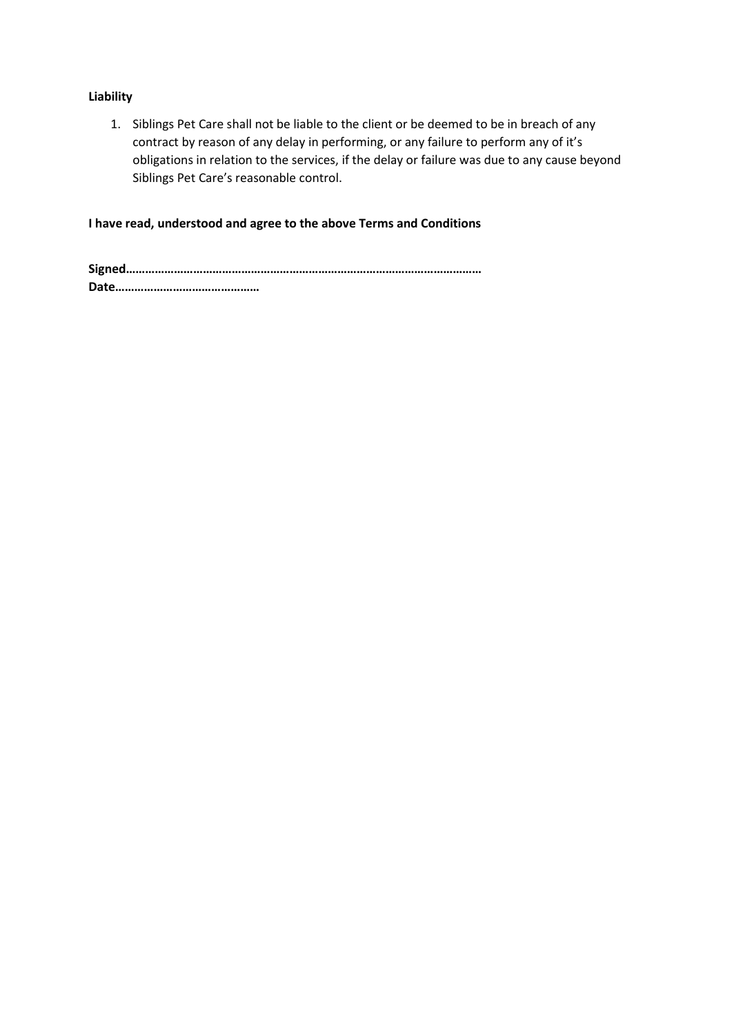**Liability**

1. Siblings Pet Care shall not be liable to the client or be deemed to be in breach of any contract by reason of any delay in performing, or any failure to perform any of it's obligations in relation to the services, if the delay or failure was due to any cause beyond Siblings Pet Care's reasonable control.

**I have read, understood and agree to the above Terms and Conditions**

**Signed………………………………………………………………………………………………**
**Date………………………………………**